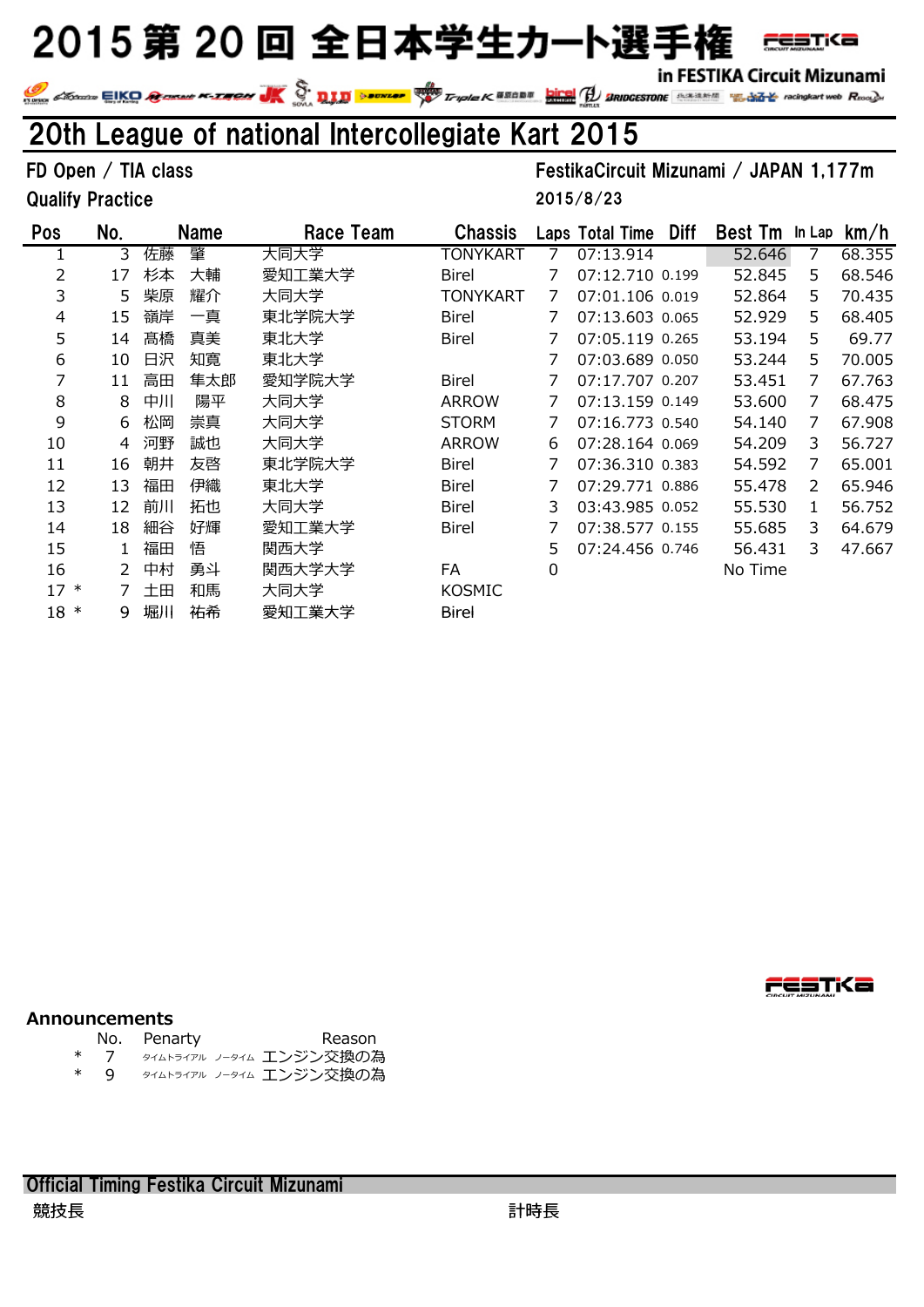# 2015 第 20 回 全日本学生カート選手権

in FESTIKA Circuit Mizunami

## 20th League of national Intercollegiate Kart 2015

FD Open / TIA class　　　FestikaCircuit Mizunami / JAPAN 1,177m

Qualify Practice　　　2015/8/23

| Pos | No. | Name | Race Team | Chassis | Laps | Total Time | Diff | Best Tm | In Lap | km/h |
|---|---|---|---|---|---|---|---|---|---|---|
| 1 | 3 | 佐藤　肇 | 大同大学 | TONYKART | 7 | 07:13.914 | | 52.646 | 7 | 68.355 |
| 2 | 17 | 杉本　大輔 | 愛知工業大学 | Birel | 7 | 07:12.710 | 0.199 | 52.845 | 5 | 68.546 |
| 3 | 5 | 柴原　耀介 | 大同大学 | TONYKART | 7 | 07:01.106 | 0.019 | 52.864 | 5 | 70.435 |
| 4 | 15 | 嶺岸　一真 | 東北学院大学 | Birel | 7 | 07:13.603 | 0.065 | 52.929 | 5 | 68.405 |
| 5 | 14 | 髙橋　真美 | 東北大学 | Birel | 7 | 07:05.119 | 0.265 | 53.194 | 5 | 69.77 |
| 6 | 10 | 日沢　知寛 | 東北大学 | | 7 | 07:03.689 | 0.050 | 53.244 | 5 | 70.005 |
| 7 | 11 | 高田　隼太郎 | 愛知学院大学 | Birel | 7 | 07:17.707 | 0.207 | 53.451 | 7 | 67.763 |
| 8 | 8 | 中川　陽平 | 大同大学 | ARROW | 7 | 07:13.159 | 0.149 | 53.600 | 7 | 68.475 |
| 9 | 6 | 松岡　崇真 | 大同大学 | STORM | 7 | 07:16.773 | 0.540 | 54.140 | 7 | 67.908 |
| 10 | 4 | 河野　誠也 | 大同大学 | ARROW | 6 | 07:28.164 | 0.069 | 54.209 | 3 | 56.727 |
| 11 | 16 | 朝井　友啓 | 東北学院大学 | Birel | 7 | 07:36.310 | 0.383 | 54.592 | 7 | 65.001 |
| 12 | 13 | 福田　伊織 | 東北大学 | Birel | 7 | 07:29.771 | 0.886 | 55.478 | 2 | 65.946 |
| 13 | 12 | 前川　拓也 | 大同大学 | Birel | 3 | 03:43.985 | 0.052 | 55.530 | 1 | 56.752 |
| 14 | 18 | 細谷　好輝 | 愛知工業大学 | Birel | 7 | 07:38.577 | 0.155 | 55.685 | 3 | 64.679 |
| 15 | 1 | 福田　悟 | 関西大学 | | 5 | 07:24.456 | 0.746 | 56.431 | 3 | 47.667 |
| 16 | 2 | 中村　勇斗 | 関西大学大学 | FA | 0 | | | No Time | | |
| 17 * | 7 | 土田　和馬 | 大同大学 | KOSMIC | | | | | | |
| 18 * | 9 | 堀川　祐希 | 愛知工業大学 | Birel | | | | | | |

**Announcements**

| | No. | Penarty | Reason |
|---|---|---|---|
| * | 7 | タイムトライアル　ノータイム | エンジン交換の為 |
| * | 9 | タイムトライアル　ノータイム | エンジン交換の為 |

**Official Timing Festika Circuit Mizunami**

競技長　　　　　計時長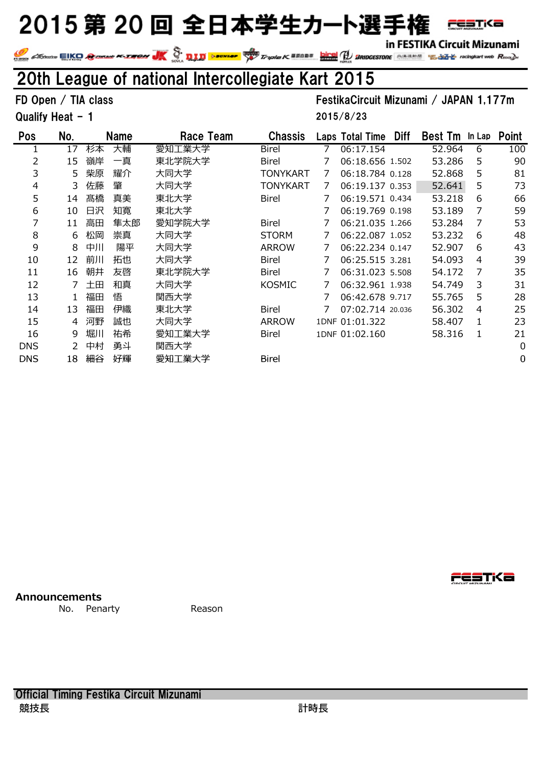# 2015 第 20 回 全日本学生カート選手権

in FESTIKA Circuit Mizunami

## 20th League of national Intercollegiate Kart 2015

FD Open / TIA class
Qualify Heat - 1

FestikaCircuit Mizunami / JAPAN 1,177m
2015/8/23

| Pos | No. | Name | Race Team | Chassis | Laps | Total Time | Diff | Best Tm | In Lap | Point |
|---|---|---|---|---|---|---|---|---|---|---|
| 1 | 17 | 杉本　大輔 | 愛知工業大学 | Birel | 7 | 06:17.154 | | 52.964 | 6 | 100 |
| 2 | 15 | 嶺岸　一真 | 東北学院大学 | Birel | 7 | 06:18.656 | 1.502 | 53.286 | 5 | 90 |
| 3 | 5 | 柴原　耀介 | 大同大学 | TONYKART | 7 | 06:18.784 | 0.128 | 52.868 | 5 | 81 |
| 4 | 3 | 佐藤　肇 | 大同大学 | TONYKART | 7 | 06:19.137 | 0.353 | 52.641 | 5 | 73 |
| 5 | 14 | 髙橋　真美 | 東北大学 | Birel | 7 | 06:19.571 | 0.434 | 53.218 | 6 | 66 |
| 6 | 10 | 日沢　知寛 | 東北大学 | | 7 | 06:19.769 | 0.198 | 53.189 | 7 | 59 |
| 7 | 11 | 高田　隼太郎 | 愛知学院大学 | Birel | 7 | 06:21.035 | 1.266 | 53.284 | 7 | 53 |
| 8 | 6 | 松岡　崇真 | 大同大学 | STORM | 7 | 06:22.087 | 1.052 | 53.232 | 6 | 48 |
| 9 | 8 | 中川　陽平 | 大同大学 | ARROW | 7 | 06:22.234 | 0.147 | 52.907 | 6 | 43 |
| 10 | 12 | 前川　拓也 | 大同大学 | Birel | 7 | 06:25.515 | 3.281 | 54.093 | 4 | 39 |
| 11 | 16 | 朝井　友啓 | 東北学院大学 | Birel | 7 | 06:31.023 | 5.508 | 54.172 | 7 | 35 |
| 12 | 7 | 土田　和真 | 大同大学 | KOSMIC | 7 | 06:32.961 | 1.938 | 54.749 | 3 | 31 |
| 13 | 1 | 福田　悟 | 関西大学 | | 7 | 06:42.678 | 9.717 | 55.765 | 5 | 28 |
| 14 | 13 | 福田　伊織 | 東北大学 | Birel | 7 | 07:02.714 | 20.036 | 56.302 | 4 | 25 |
| 15 | 4 | 河野　誠也 | 大同大学 | ARROW | 1DNF | 01:01.322 | | 58.407 | 1 | 23 |
| 16 | 9 | 堀川　祐希 | 愛知工業大学 | Birel | 1DNF | 01:02.160 | | 58.316 | 1 | 21 |
| DNS | 2 | 中村　勇斗 | 関西大学 | | | | | | | 0 |
| DNS | 18 | 細谷　好輝 | 愛知工業大学 | Birel | | | | | | 0 |

**Announcements**

| No. | Penarty | Reason |
|---|---|---|

**Official Timing Festika Circuit Mizunami**

競技長　　　　　　　　　　計時長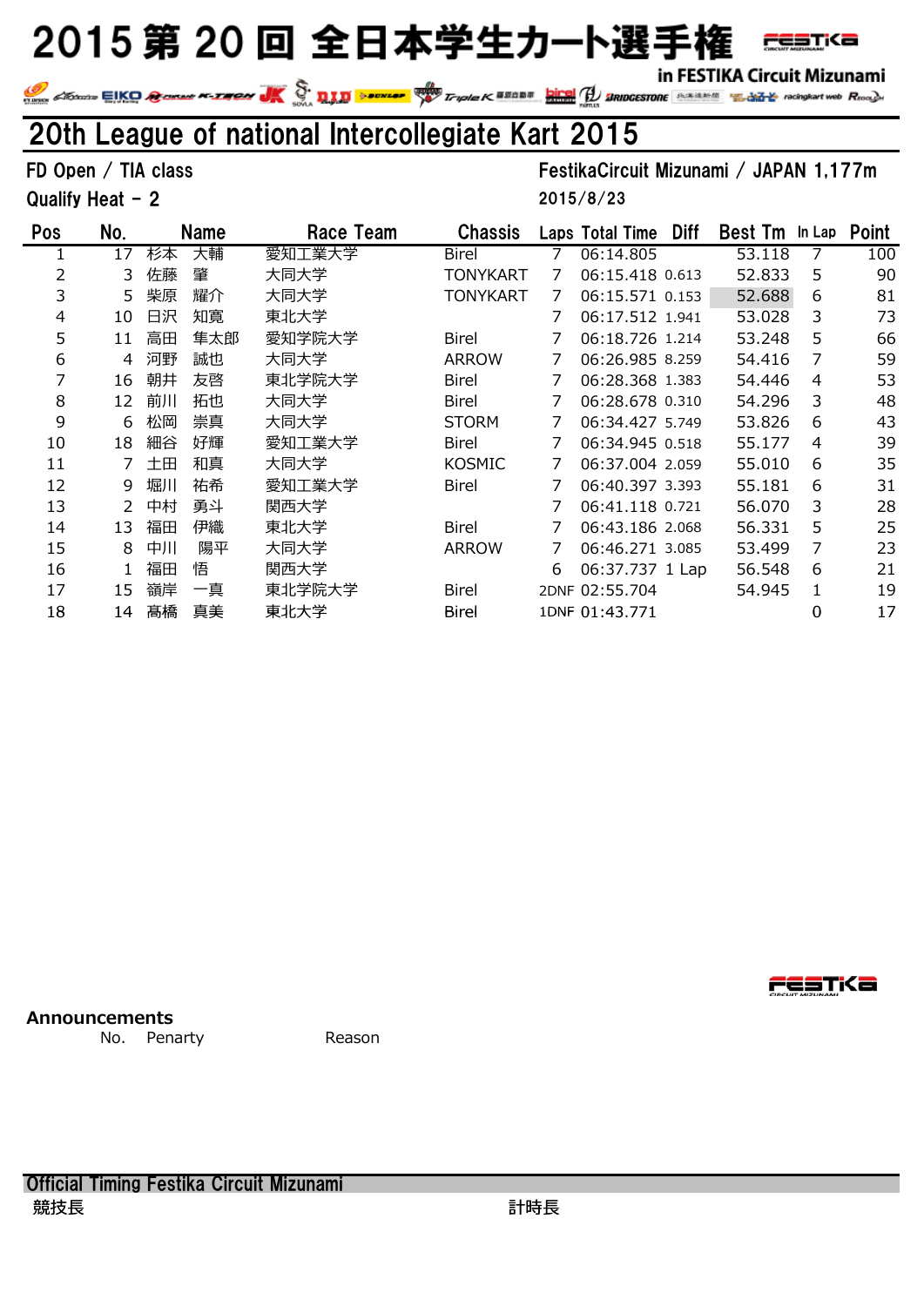# 2015 第 20 回 全日本学生カート選手権

in FESTIKA Circuit Mizunami

## 20th League of national Intercollegiate Kart 2015

FD Open / TIA class　　FestikaCircuit Mizunami / JAPAN 1,177m

Qualify Heat - 2　　2015/8/23

| Pos | No. | Name | Race Team | Chassis | Laps | Total Time | Diff | Best Tm | In Lap | Point |
|---|---|---|---|---|---|---|---|---|---|---|
| 1 | 17 | 杉本　大輔 | 愛知工業大学 | Birel | 7 | 06:14.805 | | 53.118 | 7 | 100 |
| 2 | 3 | 佐藤　肇 | 大同大学 | TONYKART | 7 | 06:15.418 | 0.613 | 52.833 | 5 | 90 |
| 3 | 5 | 柴原　耀介 | 大同大学 | TONYKART | 7 | 06:15.571 | 0.153 | 52.688 | 6 | 81 |
| 4 | 10 | 日沢　知寛 | 東北大学 | | 7 | 06:17.512 | 1.941 | 53.028 | 3 | 73 |
| 5 | 11 | 高田　隼太郎 | 愛知学院大学 | Birel | 7 | 06:18.726 | 1.214 | 53.248 | 5 | 66 |
| 6 | 4 | 河野　誠也 | 大同大学 | ARROW | 7 | 06:26.985 | 8.259 | 54.416 | 7 | 59 |
| 7 | 16 | 朝井　友啓 | 東北学院大学 | Birel | 7 | 06:28.368 | 1.383 | 54.446 | 4 | 53 |
| 8 | 12 | 前川　拓也 | 大同大学 | Birel | 7 | 06:28.678 | 0.310 | 54.296 | 3 | 48 |
| 9 | 6 | 松岡　崇真 | 大同大学 | STORM | 7 | 06:34.427 | 5.749 | 53.826 | 6 | 43 |
| 10 | 18 | 細谷　好輝 | 愛知工業大学 | Birel | 7 | 06:34.945 | 0.518 | 55.177 | 4 | 39 |
| 11 | 7 | 土田　和真 | 大同大学 | KOSMIC | 7 | 06:37.004 | 2.059 | 55.010 | 6 | 35 |
| 12 | 9 | 堀川　祐希 | 愛知工業大学 | Birel | 7 | 06:40.397 | 3.393 | 55.181 | 6 | 31 |
| 13 | 2 | 中村　勇斗 | 関西大学 | | 7 | 06:41.118 | 0.721 | 56.070 | 3 | 28 |
| 14 | 13 | 福田　伊織 | 東北大学 | Birel | 7 | 06:43.186 | 2.068 | 56.331 | 5 | 25 |
| 15 | 8 | 中川　陽平 | 大同大学 | ARROW | 7 | 06:46.271 | 3.085 | 53.499 | 7 | 23 |
| 16 | 1 | 福田　悟 | 関西大学 | | 6 | 06:37.737 | 1 Lap | 56.548 | 6 | 21 |
| 17 | 15 | 嶺岸　一真 | 東北学院大学 | Birel | 2DNF | 02:55.704 | | 54.945 | 1 | 19 |
| 18 | 14 | 髙橋　真美 | 東北大学 | Birel | 1DNF | 01:43.771 | | | 0 | 17 |

**Announcements**

No.　Penarty　　Reason

**Official Timing Festika Circuit Mizunami**

競技長　　計時長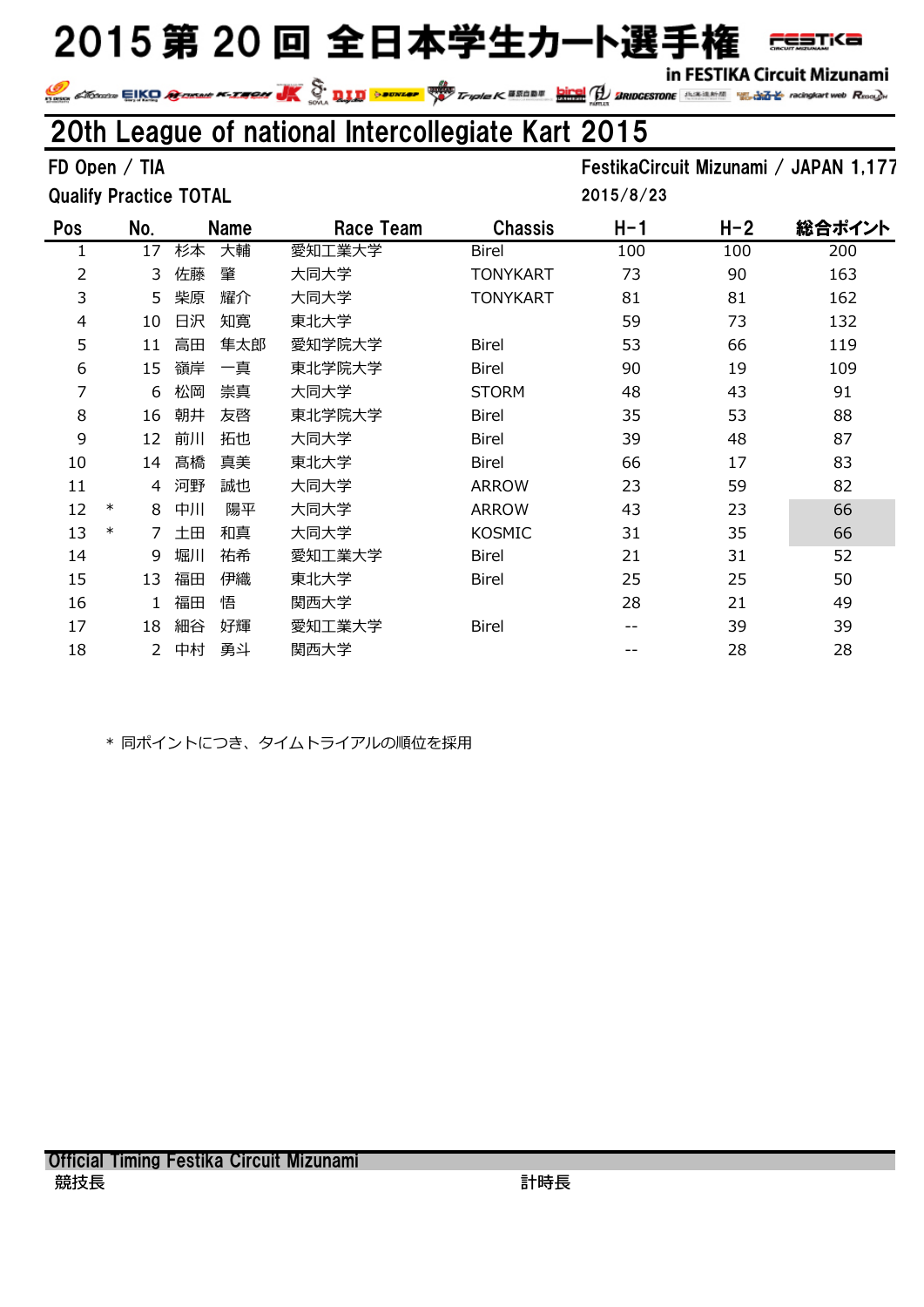# 2015 第 20 回 全日本学生カート選手権

in FESTIKA Circuit Mizunami

## 20th League of national Intercollegiate Kart 2015

FD Open / TIA

Qualify Practice TOTAL

FestikaCircuit Mizunami / JAPAN 1,177

2015/8/23

| Pos | | No. | Name | Race Team | Chassis | H-1 | H-2 | 総合ポイント |
|---|---|---|---|---|---|---|---|---|
| 1 | | 17 | 杉本 大輔 | 愛知工業大学 | Birel | 100 | 100 | 200 |
| 2 | | 3 | 佐藤 肇 | 大同大学 | TONYKART | 73 | 90 | 163 |
| 3 | | 5 | 柴原 耀介 | 大同大学 | TONYKART | 81 | 81 | 162 |
| 4 | | 10 | 日沢 知寛 | 東北大学 | | 59 | 73 | 132 |
| 5 | | 11 | 高田 隼太郎 | 愛知学院大学 | Birel | 53 | 66 | 119 |
| 6 | | 15 | 嶺岸 一真 | 東北学院大学 | Birel | 90 | 19 | 109 |
| 7 | | 6 | 松岡 崇真 | 大同大学 | STORM | 48 | 43 | 91 |
| 8 | | 16 | 朝井 友啓 | 東北学院大学 | Birel | 35 | 53 | 88 |
| 9 | | 12 | 前川 拓也 | 大同大学 | Birel | 39 | 48 | 87 |
| 10 | | 14 | 髙橋 真美 | 東北大学 | Birel | 66 | 17 | 83 |
| 11 | | 4 | 河野 誠也 | 大同大学 | ARROW | 23 | 59 | 82 |
| 12 | * | 8 | 中川 陽平 | 大同大学 | ARROW | 43 | 23 | 66 |
| 13 | * | 7 | 土田 和真 | 大同大学 | KOSMIC | 31 | 35 | 66 |
| 14 | | 9 | 堀川 祐希 | 愛知工業大学 | Birel | 21 | 31 | 52 |
| 15 | | 13 | 福田 伊織 | 東北大学 | Birel | 25 | 25 | 50 |
| 16 | | 1 | 福田 悟 | 関西大学 | | 28 | 21 | 49 |
| 17 | | 18 | 細谷 好輝 | 愛知工業大学 | Birel | -- | 39 | 39 |
| 18 | | 2 | 中村 勇斗 | 関西大学 | | -- | 28 | 28 |

* 同ポイントにつき、タイムトライアルの順位を採用

Official Timing Festika Circuit Mizunami

競技長　　　　　　　　　　計時長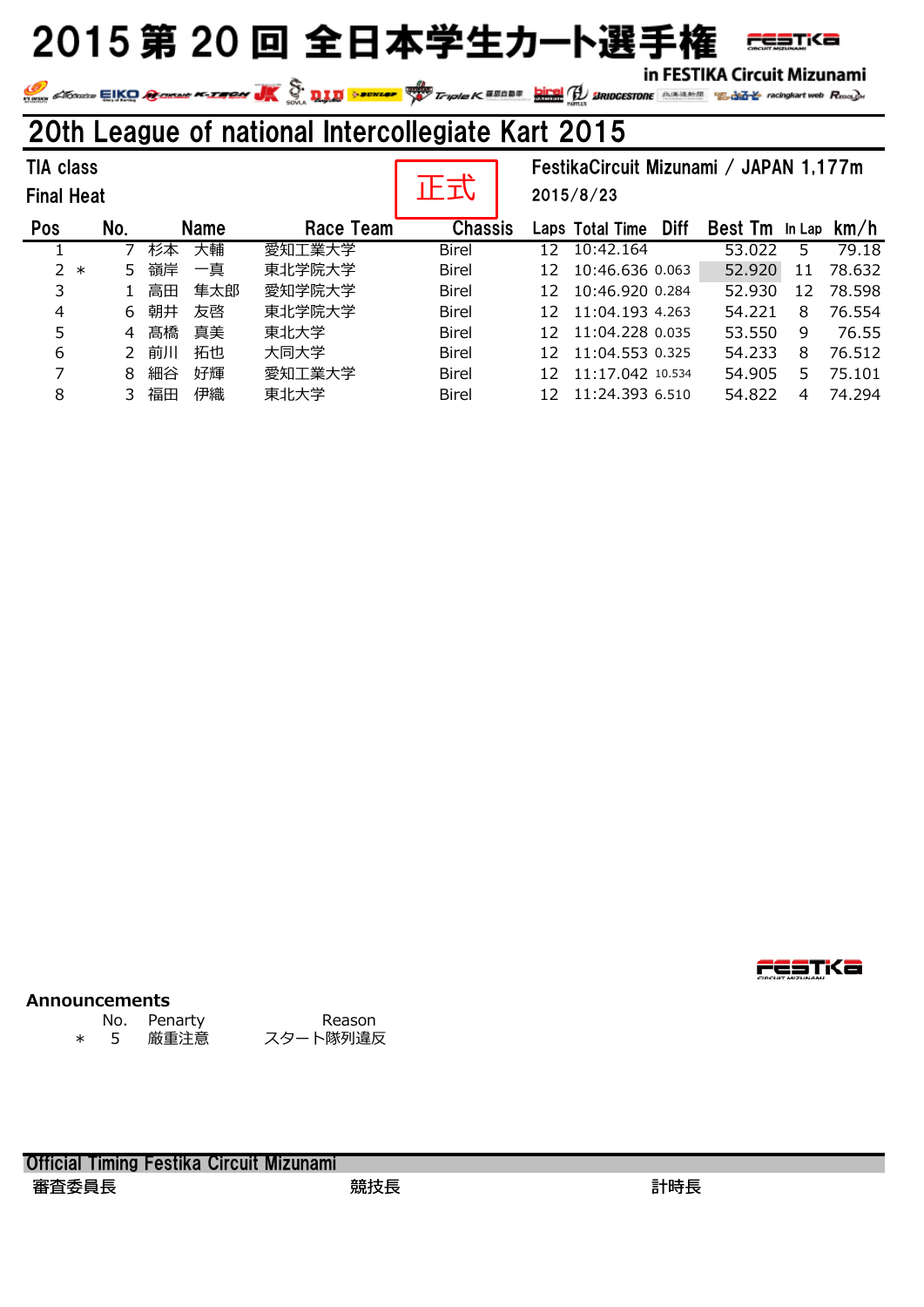# 2015 第 20 回 全日本学生カート選手権

in FESTIKA Circuit Mizunami

## 20th League of national Intercollegiate Kart 2015

TIA class

Final Heat

正式

FestikaCircuit Mizunami / JAPAN 1,177m

2015/8/23

| Pos | | No. | Name | Race Team | Chassis | Laps | Total Time | Diff | Best Tm | In Lap | km/h |
|---|---|---|---|---|---|---|---|---|---|---|---|
| 1 | | 7 | 杉本　大輔 | 愛知工業大学 | Birel | 12 | 10:42.164 | | 53.022 | 5 | 79.18 |
| 2 | * | 5 | 嶺岸　一真 | 東北学院大学 | Birel | 12 | 10:46.636 | 0.063 | 52.920 | 11 | 78.632 |
| 3 | | 1 | 高田　隼太郎 | 愛知学院大学 | Birel | 12 | 10:46.920 | 0.284 | 52.930 | 12 | 78.598 |
| 4 | | 6 | 朝井　友啓 | 東北学院大学 | Birel | 12 | 11:04.193 | 4.263 | 54.221 | 8 | 76.554 |
| 5 | | 4 | 髙橋　真美 | 東北大学 | Birel | 12 | 11:04.228 | 0.035 | 53.550 | 9 | 76.55 |
| 6 | | 2 | 前川　拓也 | 大同大学 | Birel | 12 | 11:04.553 | 0.325 | 54.233 | 8 | 76.512 |
| 7 | | 8 | 細谷　好輝 | 愛知工業大学 | Birel | 12 | 11:17.042 | 10.534 | 54.905 | 5 | 75.101 |
| 8 | | 3 | 福田　伊織 | 東北大学 | Birel | 12 | 11:24.393 | 6.510 | 54.822 | 4 | 74.294 |

**Announcements**

| | No. | Penarty | Reason |
|---|---|---|---|
| * | 5 | 厳重注意 | スタート隊列違反 |

Official Timing Festika Circuit Mizunami

審査委員長　　　　　　　　　　競技長　　　　　　　　　　計時長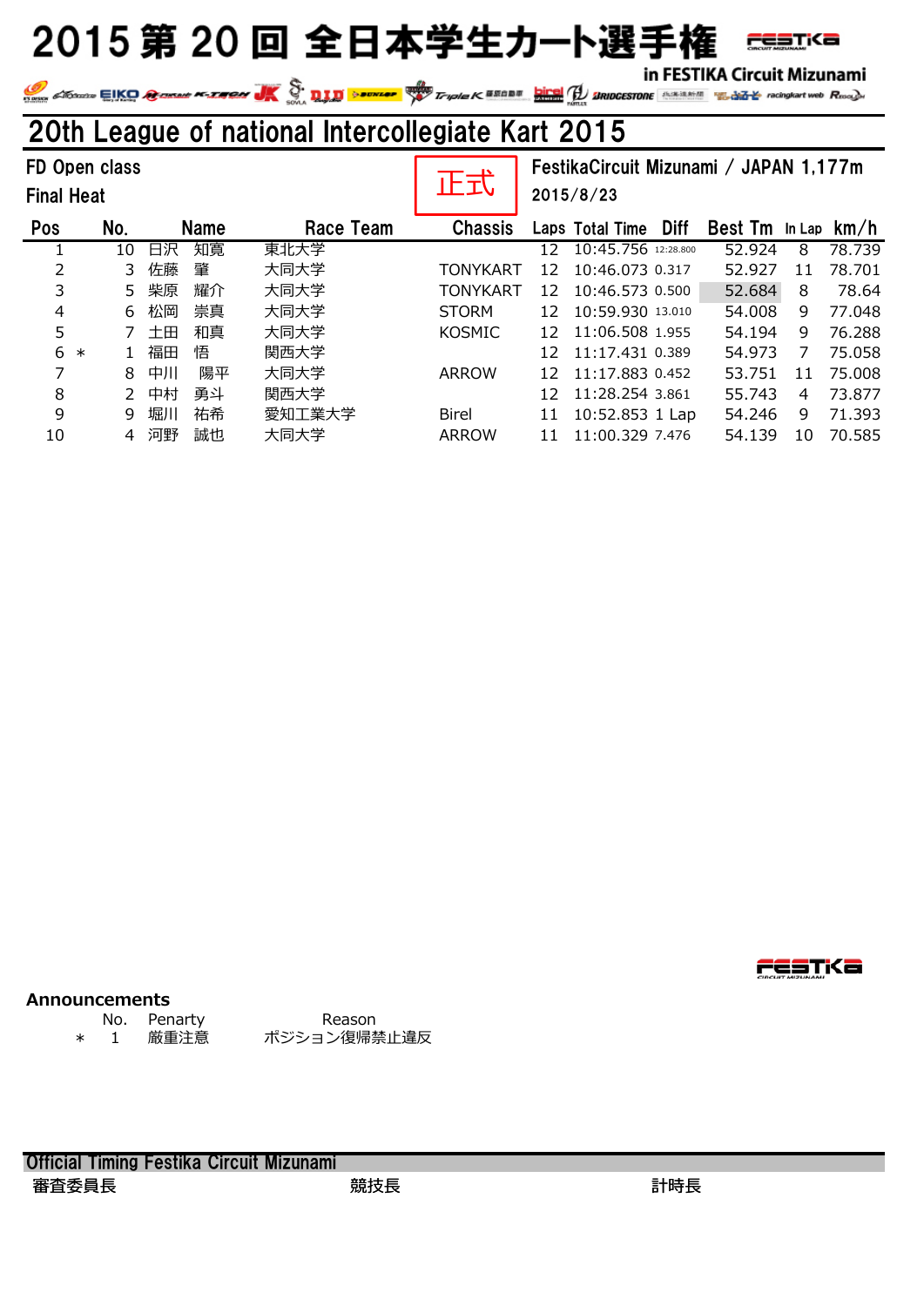# 2015 第 20 回 全日本学生カート選手権

in FESTIKA Circuit Mizunami

## 20th League of national Intercollegiate Kart 2015

FD Open class

Final Heat

正式

FestikaCircuit Mizunami / JAPAN 1,177m

2015/8/23

| Pos | | No. | Name | Race Team | Chassis | Laps | Total Time | Diff | Best Tm | In Lap | km/h |
|---|---|---|---|---|---|---|---|---|---|---|---|
| 1 | | 10 | 日沢　知寛 | 東北大学 | | 12 | 10:45.756 | 12:28.800 | 52.924 | 8 | 78.739 |
| 2 | | 3 | 佐藤　肇 | 大同大学 | TONYKART | 12 | 10:46.073 | 0.317 | 52.927 | 11 | 78.701 |
| 3 | | 5 | 柴原　耀介 | 大同大学 | TONYKART | 12 | 10:46.573 | 0.500 | 52.684 | 8 | 78.64 |
| 4 | | 6 | 松岡　崇真 | 大同大学 | STORM | 12 | 10:59.930 | 13.010 | 54.008 | 9 | 77.048 |
| 5 | | 7 | 土田　和真 | 大同大学 | KOSMIC | 12 | 11:06.508 | 1.955 | 54.194 | 9 | 76.288 |
| 6 | * | 1 | 福田　悟 | 関西大学 | | 12 | 11:17.431 | 0.389 | 54.973 | 7 | 75.058 |
| 7 | | 8 | 中川　陽平 | 大同大学 | ARROW | 12 | 11:17.883 | 0.452 | 53.751 | 11 | 75.008 |
| 8 | | 2 | 中村　勇斗 | 関西大学 | | 12 | 11:28.254 | 3.861 | 55.743 | 4 | 73.877 |
| 9 | | 9 | 堀川　祐希 | 愛知工業大学 | Birel | 11 | 10:52.853 | 1 Lap | 54.246 | 9 | 71.393 |
| 10 | | 4 | 河野　誠也 | 大同大学 | ARROW | 11 | 11:00.329 | 7.476 | 54.139 | 10 | 70.585 |

**Announcements**

| | No. | Penarty | Reason |
|---|---|---|---|
| * | 1 | 厳重注意 | ポジション復帰禁止違反 |

Official Timing Festika Circuit Mizunami

審査委員長　　　競技長　　　計時長